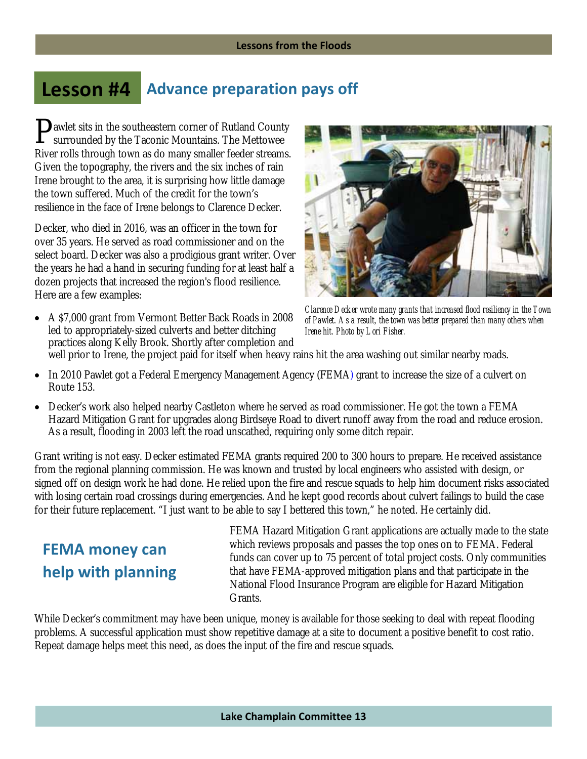# Lesson #4 Advance preparation pays off

Pawlet sits in the southeastern corner of Rutland County surrounded by the Taconic Mountains. The Mettowee River rolls through town as do many smaller feeder streams. Given the topography, the rivers and the six inches of rain Irene brought to the area, it is surprising how little damage the town suffered. Much of the credit for the town's resilience in the face of Irene belongs to Clarence Decker.

Decker, who died in 2016, was an officer in the town for over 35 years. He served as road commissioner and on the select board. Decker was also a prodigious grant writer. Over the years he had a hand in securing funding for at least half a dozen projects that increased the region's flood resilience. Here are a few examples:

*Clarence Decker wrote many grants that increased flood resiliency in the Town of Pawlet. As a result, the town was better prepared than many others when Irene hit. Photo by Lori Fisher.*

- A $7,000 grant from Vermont Better Back Roads in 2008 led to appropriately-sized culverts and better ditching practices along Kelly Brook. Shortly after completion and well prior to Irene, the project paid for itself when heavy rains hit the area washing out similar nearby roads.
- In 2010 Pawlet got a Federal Emergency Management Agency (FEMA) grant to increase the size of a culvert on Route 153.
- Decker's work also helped nearby Castleton where he served as road commissioner. He got the town a FEMA Hazard Mitigation Grant for upgrades along Birdseye Road to divert runoff away from the road and reduce erosion. As a result, flooding in 2003 left the road unscathed, requiring only some ditch repair.

Grant writing is not easy. Decker estimated FEMA grants required 200 to 300 hours to prepare. He received assistance from the regional planning commission. He was known and trusted by local engineers who assisted with design, or signed off on design work he had done. He relied upon the fire and rescue squads to help him document risks associated with losing certain road crossings during emergencies. And he kept good records about culvert failings to build the case for their future replacement. "I just want to be able to say I bettered this town," he noted. He certainly did.

## FEMA money can help with planning

FEMA Hazard Mitigation Grant applications are actually made to the state which reviews proposals and passes the top ones on to FEMA. Federal funds can cover up to 75 percent of total project costs. Only communities that have FEMA-approved mitigation plans and that participate in the National Flood Insurance Program are eligible for Hazard Mitigation Grants.

While Decker's commitment may have been unique, money is available for those seeking to deal with repeat flooding problems. A successful application must show repetitive damage at a site to document a positive benefit to cost ratio. Repeat damage helps meet this need, as does the input of the fire and rescue squads.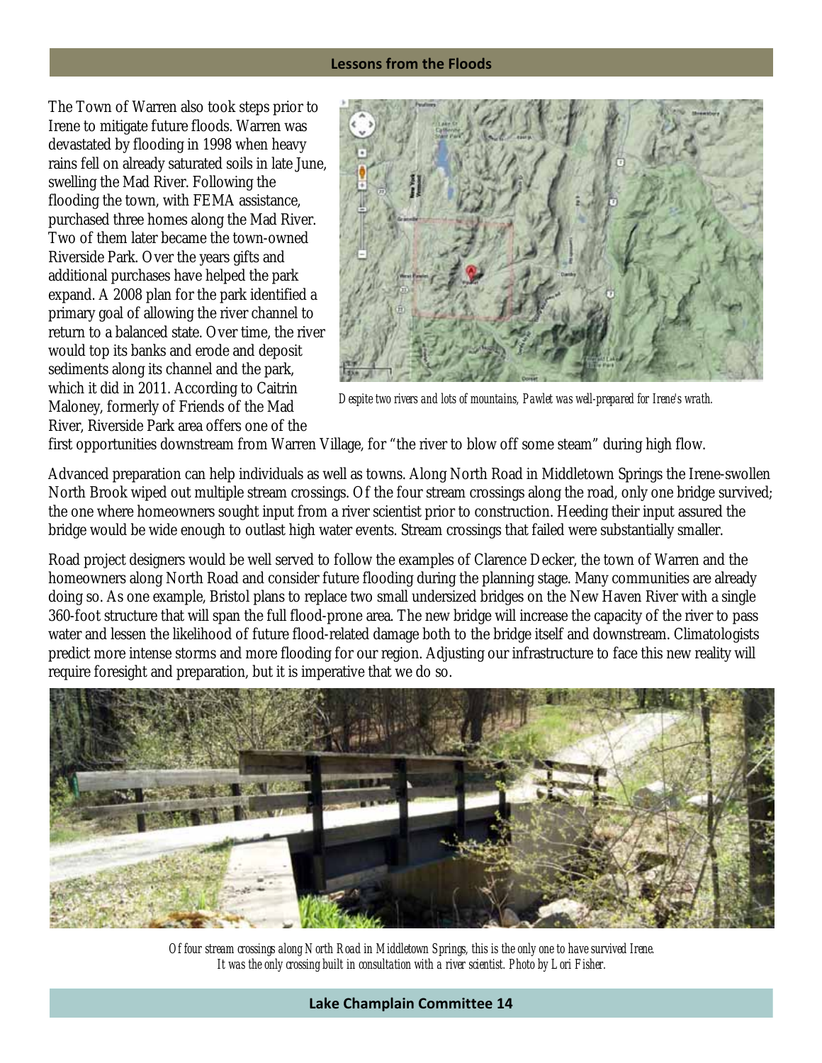## Lessons from the Floods

The Town of Warren also took steps prior to Irene to mitigate future floods. Warren was devastated by flooding in 1998 when heavy rains fell on already saturated soils in late June, swelling the Mad River. Following the flooding the town, with FEMA assistance, purchased three homes along the Mad River. Two of them later became the town-owned Riverside Park. Over the years gifts and additional purchases have helped the park expand. A 2008 plan for the park identified a primary goal of allowing the river channel to return to a balanced state. Over time, the river would top its banks and erode and deposit sediments along its channel and the park, which it did in 2011. According to Caitrin Maloney, formerly of Friends of the Mad River, Riverside Park area offers one of the first opportunities downstream from Warren Village, for "the river to blow off some steam" during high flow.

*Despite two rivers and lots of mountains, Pawlet was well-prepared for Irene's wrath.*

Advanced preparation can help individuals as well as towns. Along North Road in Middletown Springs the Irene-swollen North Brook wiped out multiple stream crossings. Of the four stream crossings along the road, only one bridge survived; the one where homeowners sought input from a river scientist prior to construction. Heeding their input assured the bridge would be wide enough to outlast high water events. Stream crossings that failed were substantially smaller.

Road project designers would be well served to follow the examples of Clarence Decker, the town of Warren and the homeowners along North Road and consider future flooding during the planning stage. Many communities are already doing so. As one example, Bristol plans to replace two small undersized bridges on the New Haven River with a single 360-foot structure that will span the full flood-prone area. The new bridge will increase the capacity of the river to pass water and lessen the likelihood of future flood-related damage both to the bridge itself and downstream. Climatologists predict more intense storms and more flooding for our region. Adjusting our infrastructure to face this new reality will require foresight and preparation, but it is imperative that we do so.

*Of four stream crossings along North Road in Middletown Springs, this is the only one to have survived Irene. It was the only crossing built in consultation with a river scientist. Photo by Lori Fisher.*